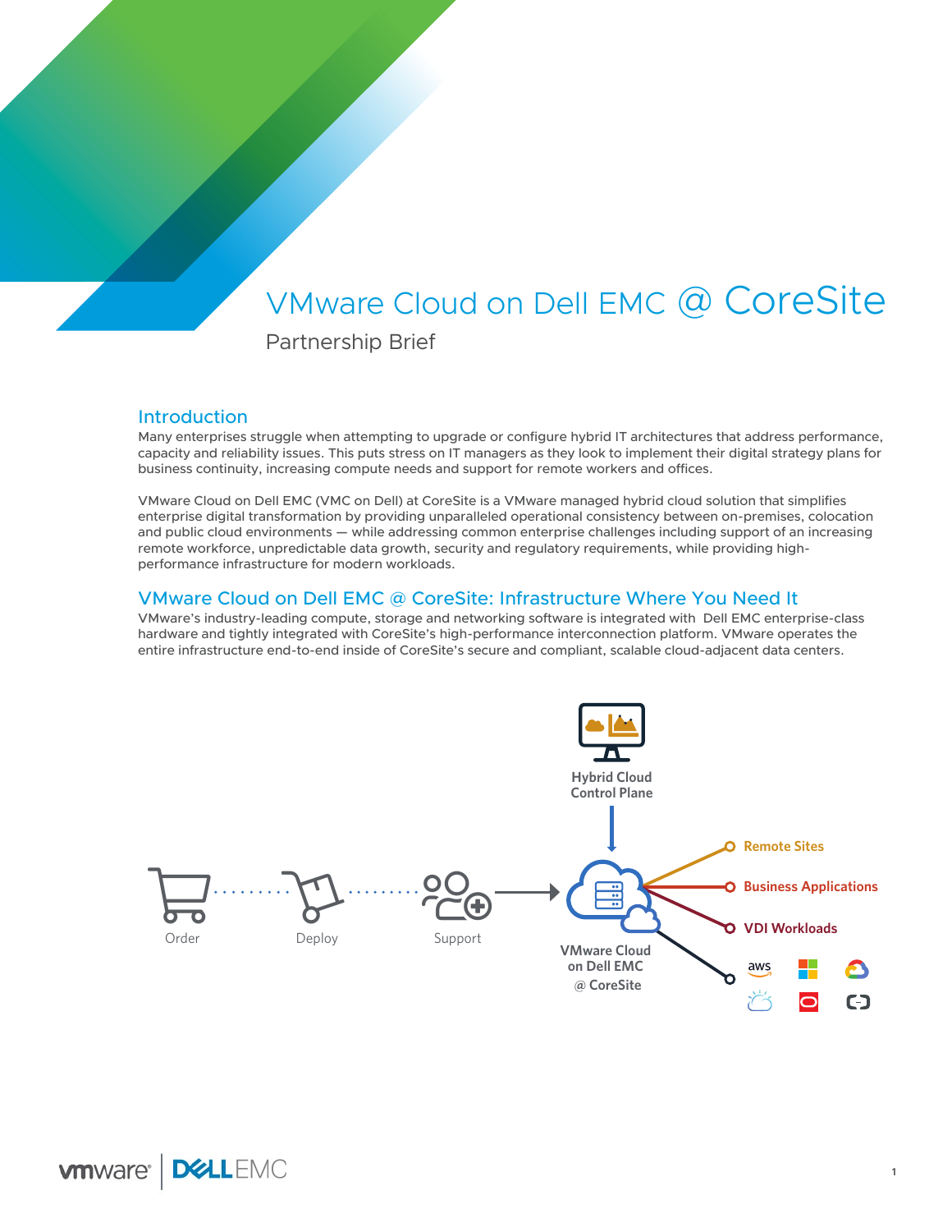# VMware Cloud on Dell EMC @ CoreSite

Partnership Brief

## Introduction

Many enterprises struggle when attempting to upgrade or configure hybrid IT architectures that address performance, capacity and reliability issues. This puts stress on IT managers as they look to implement their digital strategy plans for business continuity, increasing compute needs and support for remote workers and offices.

VMware Cloud on Dell EMC (VMC on Dell) at CoreSite is a VMware managed hybrid cloud solution that simplifies enterprise digital transformation by providing unparalleled operational consistency between on-premises, colocation and public cloud environments — while addressing common enterprise challenges including support of an increasing remote workforce, unpredictable data growth, security and regulatory requirements, while providing high-performance infrastructure for modern workloads.

## VMware Cloud on Dell EMC @ CoreSite: Infrastructure Where You Need It

VMware's industry-leading compute, storage and networking software is integrated with Dell EMC enterprise-class hardware and tightly integrated with CoreSite's high-performance interconnection platform. VMware operates the entire infrastructure end-to-end inside of CoreSite's secure and compliant, scalable cloud-adjacent data centers.

Hybrid Cloud Control Plane

Order · Deploy · Support

VMware Cloud on Dell EMC @ CoreSite

Remote Sites

Business Applications

VDI Workloads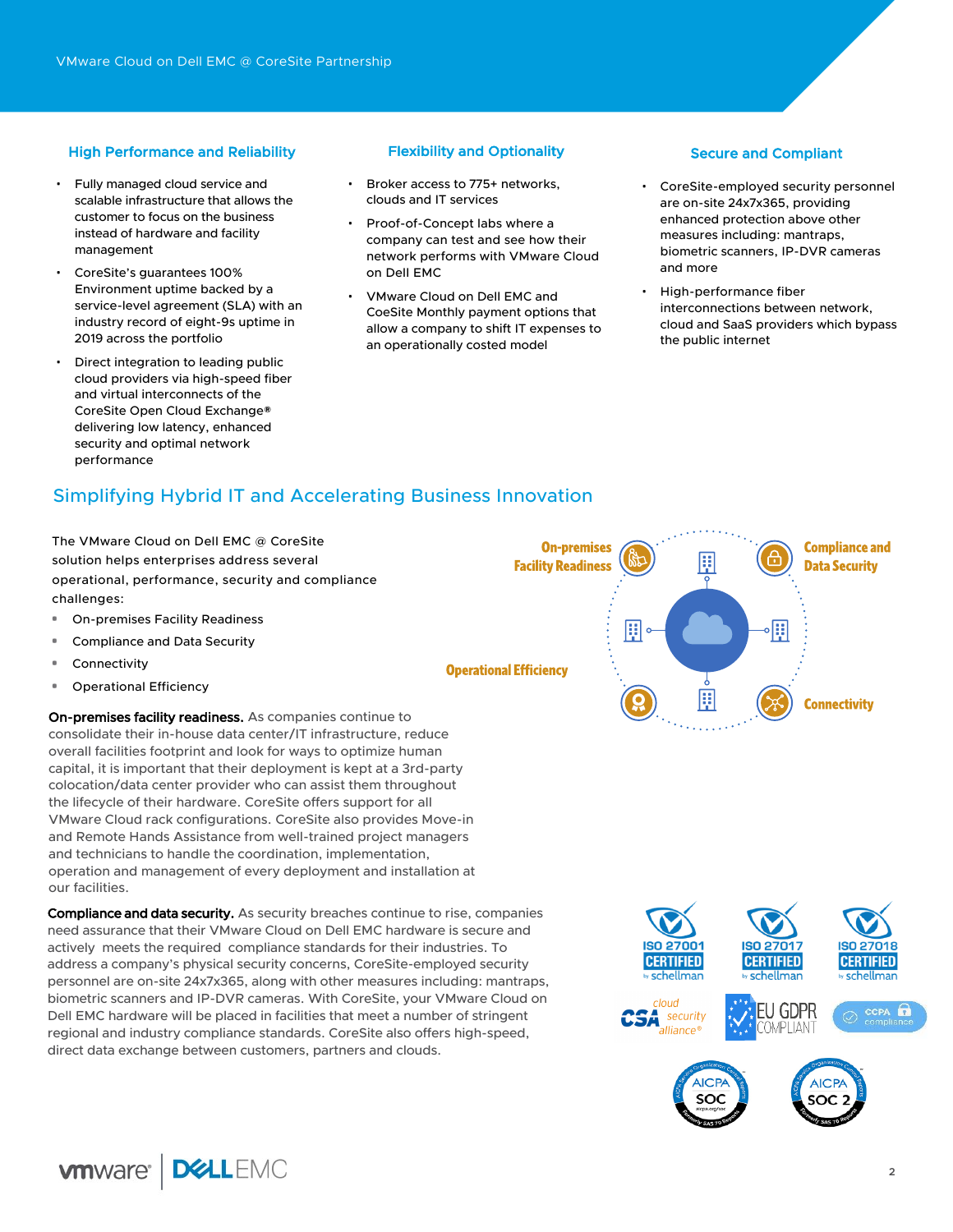### High Performance and Reliability

- Fully managed cloud service and scalable infrastructure that allows the customer to focus on the business instead of hardware and facility management
- CoreSite's guarantees 100% Environment uptime backed by a service-level agreement (SLA) with an industry record of eight-9s uptime in 2019 across the portfolio
- Direct integration to leading public cloud providers via high-speed fiber and virtual interconnects of the CoreSite Open Cloud Exchange® delivering low latency, enhanced security and optimal network performance

### Flexibility and Optionality

- Broker access to 775+ networks, clouds and IT services
- Proof-of-Concept labs where a company can test and see how their network performs with VMware Cloud on Dell EMC
- VMware Cloud on Dell EMC and CoeSite Monthly payment options that allow a company to shift IT expenses to an operationally costed model

### Secure and Compliant

- CoreSite-employed security personnel are on-site 24x7x365, providing enhanced protection above other measures including: mantraps, biometric scanners, IP-DVR cameras and more
- High-performance fiber interconnections between network, cloud and SaaS providers which bypass the public internet

## Simplifying Hybrid IT and Accelerating Business Innovation

The VMware Cloud on Dell EMC @ CoreSite solution helps enterprises address several operational, performance, security and compliance challenges:

- On-premises Facility Readiness
- Compliance and Data Security
- Connectivity
- Operational Efficiency

**On-premises facility readiness.** As companies continue to consolidate their in-house data center/IT infrastructure, reduce overall facilities footprint and look for ways to optimize human capital, it is important that their deployment is kept at a 3rd-party colocation/data center provider who can assist them throughout the lifecycle of their hardware. CoreSite offers support for all VMware Cloud rack configurations. CoreSite also provides Move-in and Remote Hands Assistance from well-trained project managers and technicians to handle the coordination, implementation, operation and management of every deployment and installation at our facilities.

**Compliance and data security.** As security breaches continue to rise, companies need assurance that their VMware Cloud on Dell EMC hardware is secure and actively meets the required compliance standards for their industries. To address a company's physical security concerns, CoreSite-employed security personnel are on-site 24x7x365, along with other measures including: mantraps, biometric scanners and IP-DVR cameras. With CoreSite, your VMware Cloud on Dell EMC hardware will be placed in facilities that meet a number of stringent regional and industry compliance standards. CoreSite also offers high-speed, direct data exchange between customers, partners and clouds.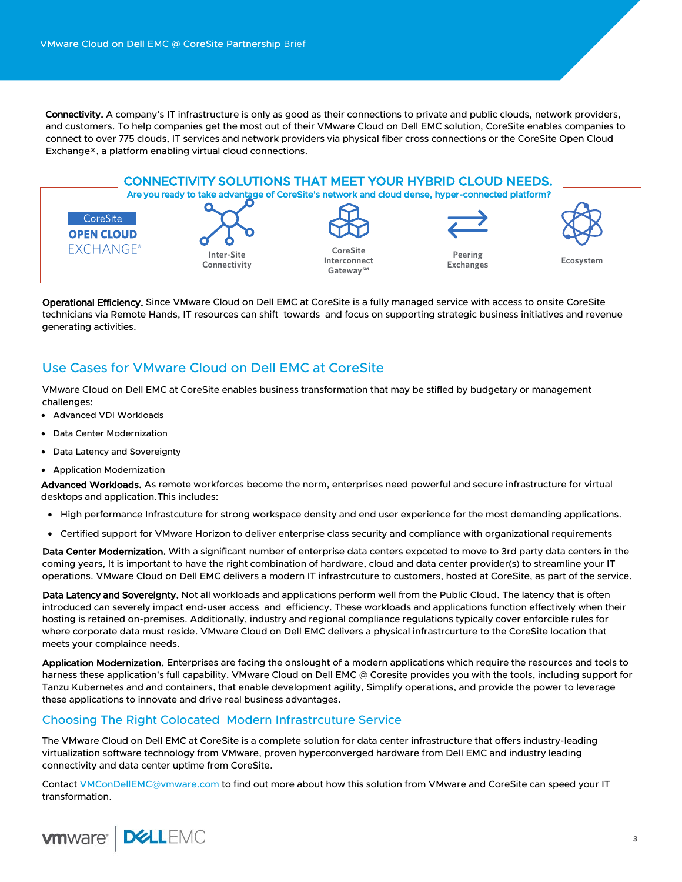**Connectivity.** A company's IT infrastructure is only as good as their connections to private and public clouds, network providers, and customers. To help companies get the most out of their VMware Cloud on Dell EMC solution, CoreSite enables companies to connect to over 775 clouds, IT services and network providers via physical fiber cross connections or the CoreSite Open Cloud Exchange®, a platform enabling virtual cloud connections.

CONNECTIVITY SOLUTIONS THAT MEET YOUR HYBRID CLOUD NEEDS.
Are you ready to take advantage of CoreSite's network and cloud dense, hyper-connected platform?

CoreSite OPEN CLOUD EXCHANGE®
Inter-Site Connectivity
CoreSite Interconnect Gateway℠
Peering Exchanges
Ecosystem

**Operational Efficiency.** Since VMware Cloud on Dell EMC at CoreSite is a fully managed service with access to onsite CoreSite technicians via Remote Hands, IT resources can shift towards and focus on supporting strategic business initiatives and revenue generating activities.

## Use Cases for VMware Cloud on Dell EMC at CoreSite

VMware Cloud on Dell EMC at CoreSite enables business transformation that may be stifled by budgetary or management challenges:

- Advanced VDI Workloads
- Data Center Modernization
- Data Latency and Sovereignty
- Application Modernization

**Advanced Workloads.** As remote workforces become the norm, enterprises need powerful and secure infrastructure for virtual desktops and application.This includes:

- High performance Infrastcuture for strong workspace density and end user experience for the most demanding applications.
- Certified support for VMware Horizon to deliver enterprise class security and compliance with organizational requirements

**Data Center Modernization.** With a significant number of enterprise data centers expceted to move to 3rd party data centers in the coming years, It is important to have the right combination of hardware, cloud and data center provider(s) to streamline your IT operations. VMware Cloud on Dell EMC delivers a modern IT infrastrcuture to customers, hosted at CoreSite, as part of the service.

**Data Latency and Sovereignty.** Not all workloads and applications perform well from the Public Cloud. The latency that is often introduced can severely impact end-user access and efficiency. These workloads and applications function effectively when their hosting is retained on-premises. Additionally, industry and regional compliance regulations typically cover enforcible rules for where corporate data must reside. VMware Cloud on Dell EMC delivers a physical infrastrcurture to the CoreSite location that meets your complaince needs.

**Application Modernization.** Enterprises are facing the onslought of a modern applications which require the resources and tools to harness these application's full capability. VMware Cloud on Dell EMC @ Coresite provides you with the tools, including support for Tanzu Kubernetes and and containers, that enable development agility, Simplify operations, and provide the power to leverage these applications to innovate and drive real business advantages.

## Choosing The Right Colocated Modern Infrastrcuture Service

The VMware Cloud on Dell EMC at CoreSite is a complete solution for data center infrastructure that offers industry-leading virtualization software technology from VMware, proven hyperconverged hardware from Dell EMC and industry leading connectivity and data center uptime from CoreSite.

Contact VMConDellEMC@vmware.com to find out more about how this solution from VMware and CoreSite can speed your IT transformation.